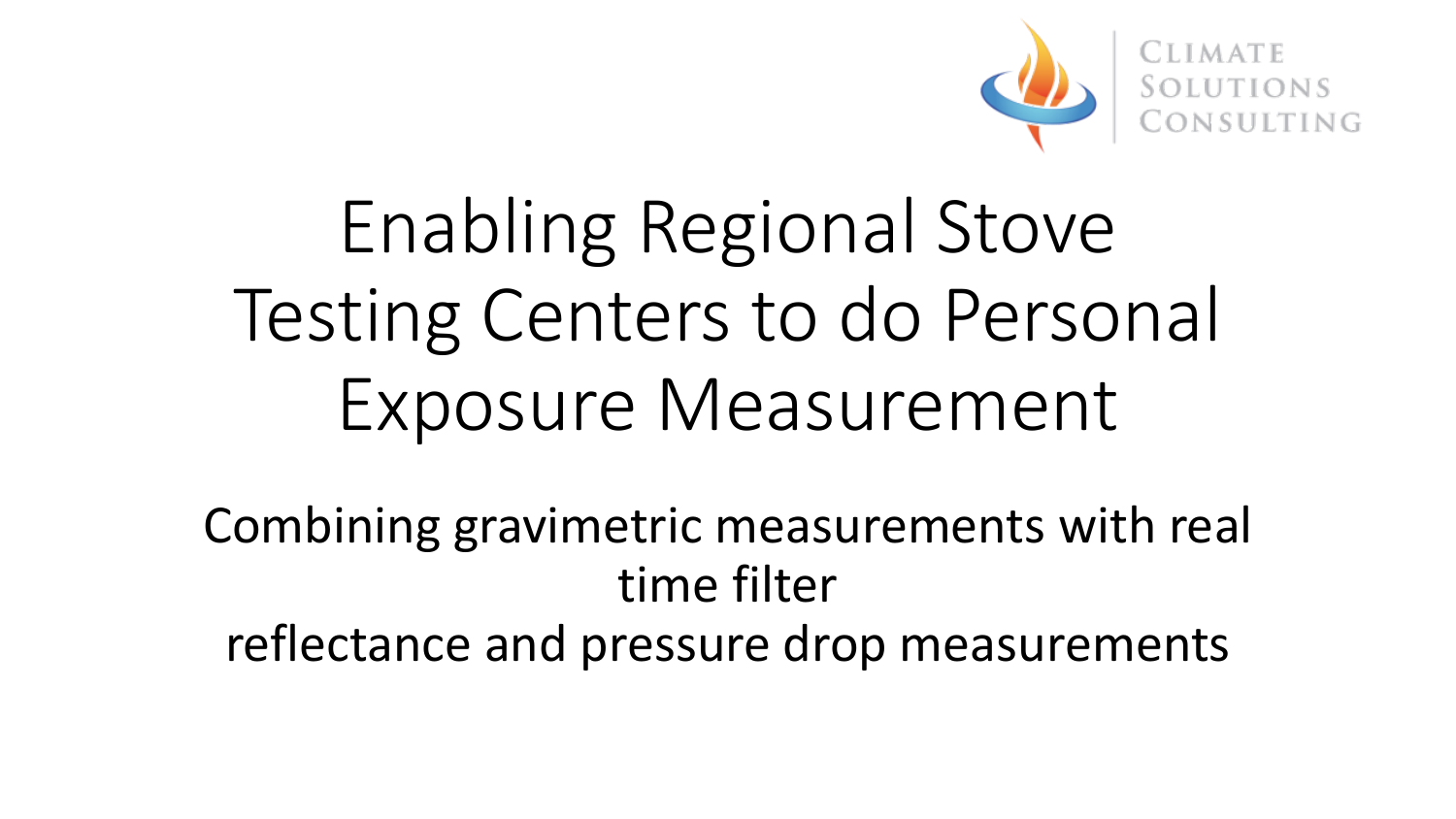Climate Solutions Consulting

# Enabling Regional Stove Testing Centers to do Personal Exposure Measurement

Combining gravimetric measurements with real time filter reflectance and pressure drop measurements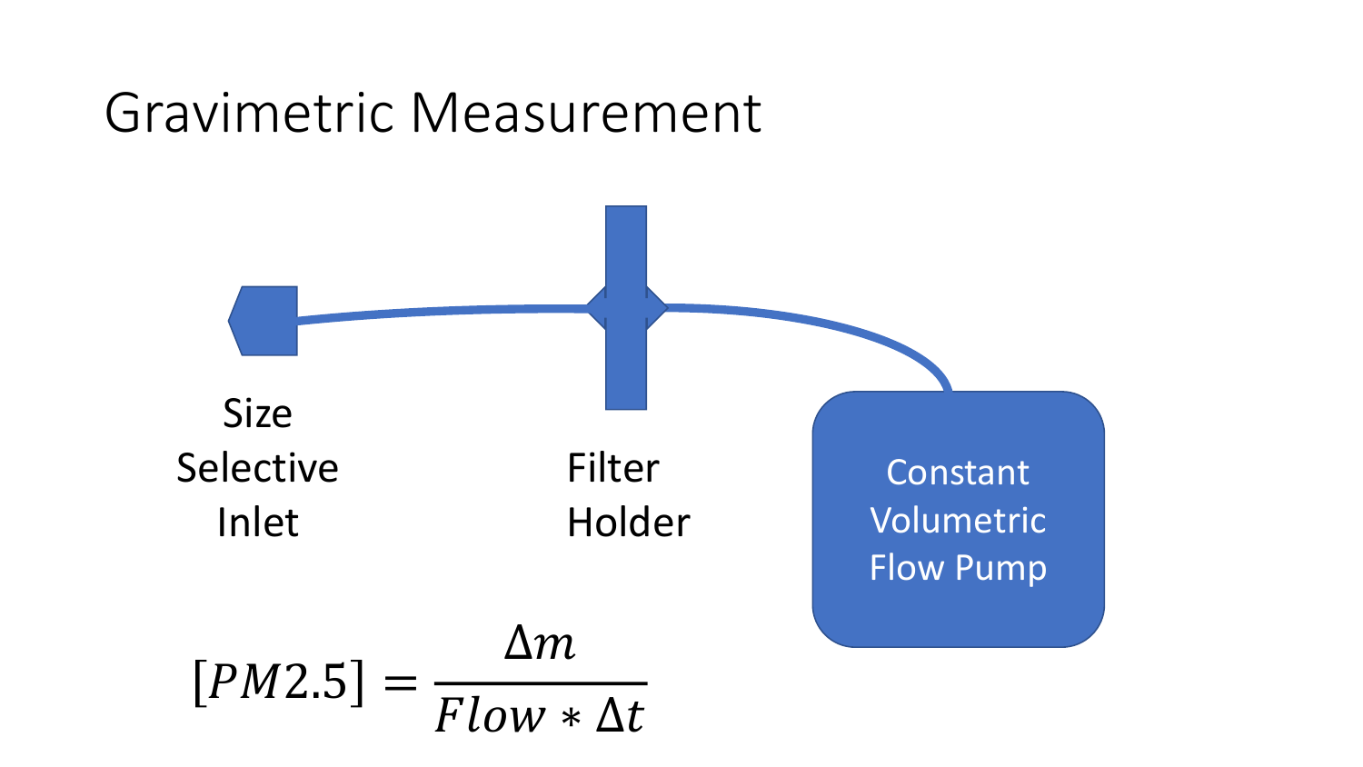# Gravimetric Measurement

Size Selective Inlet

Filter Holder

Constant Volumetric Flow Pump

$$[PM2.5] = \frac{\Delta m}{Flow * \Delta t}$$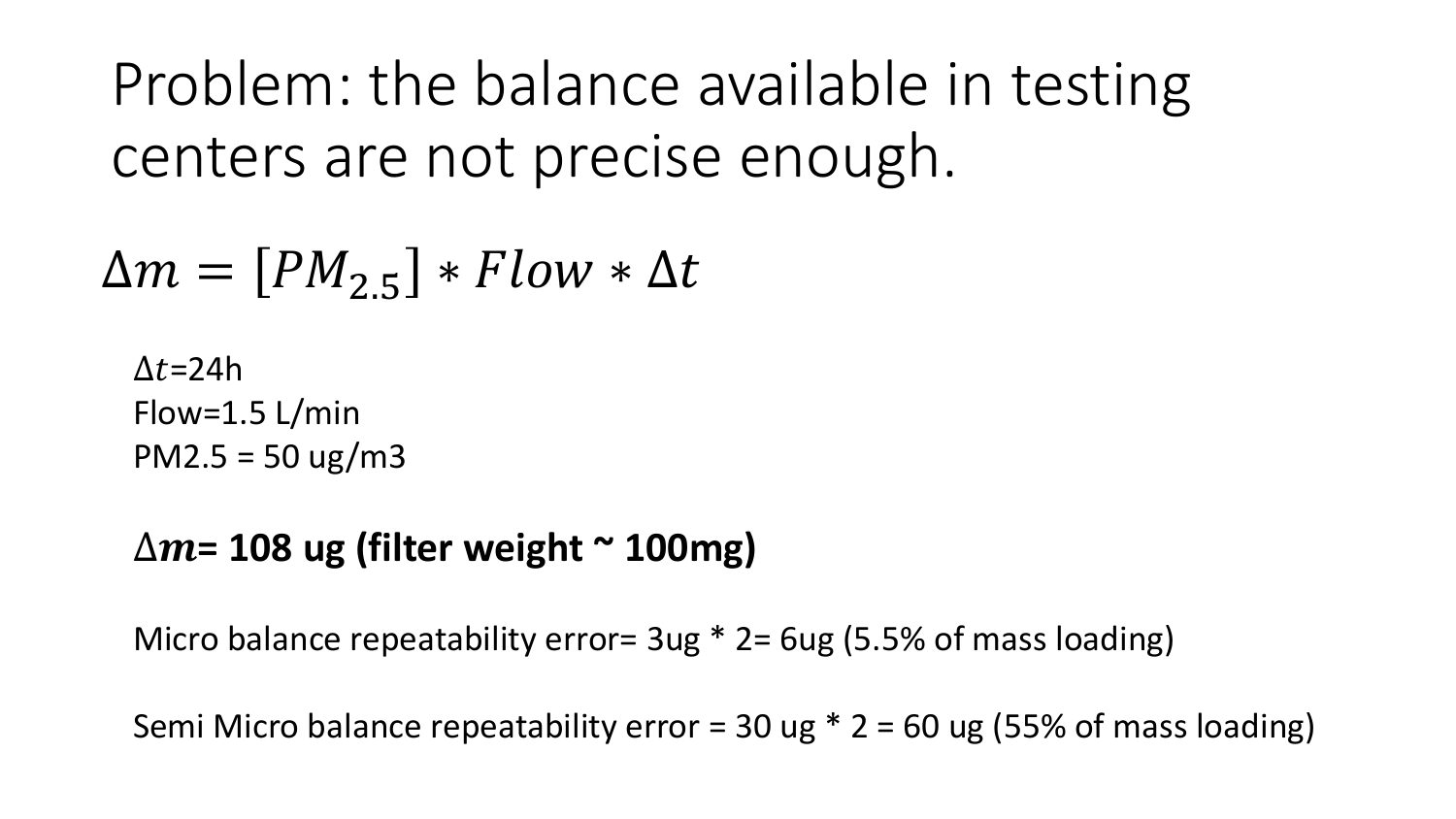# Problem: the balance available in testing centers are not precise enough.

$$\Delta m = [PM_{2.5}] * Flow * \Delta t$$

$\Delta t$=24h
Flow=1.5 L/min
PM2.5 = 50 ug/m3

**$\Delta m$= 108 ug (filter weight ~ 100mg)**

Micro balance repeatability error= 3ug * 2= 6ug (5.5% of mass loading)

Semi Micro balance repeatability error = 30 ug * 2 = 60 ug (55% of mass loading)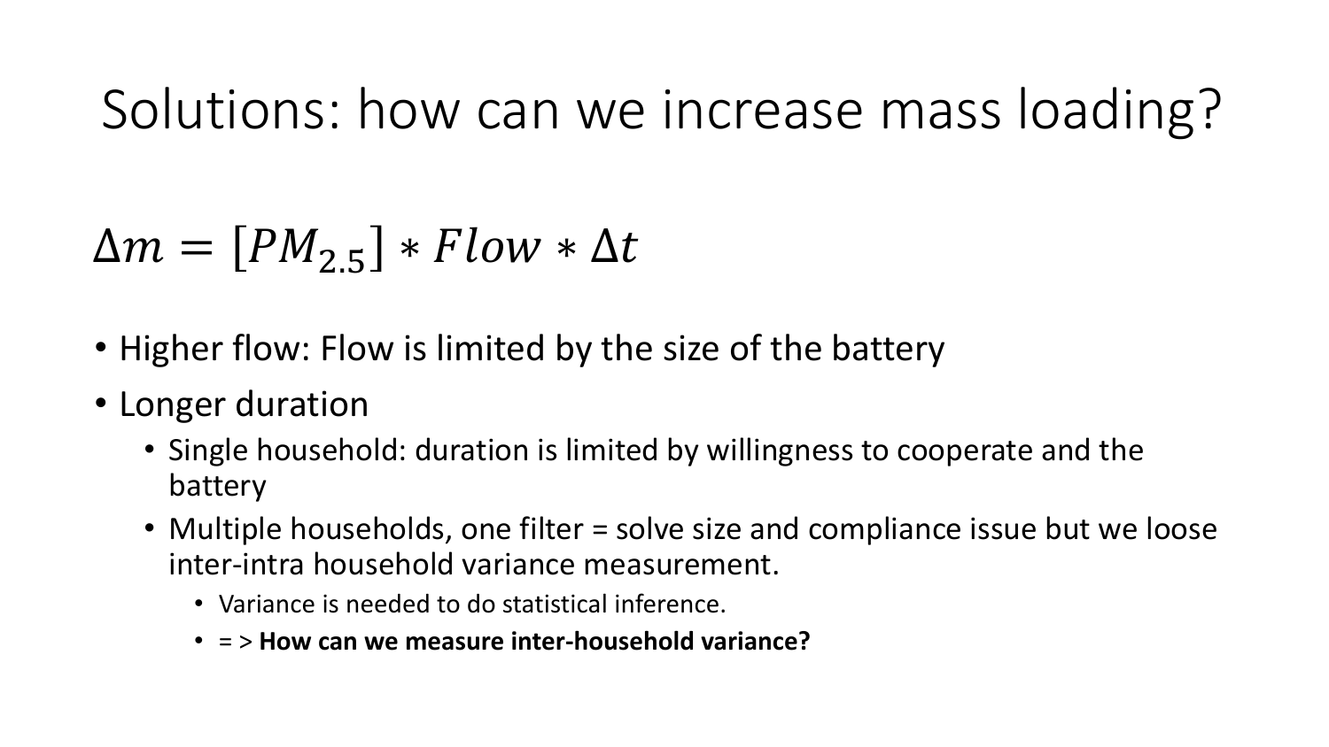# Solutions: how can we increase mass loading?

$$\Delta m = [PM_{2.5}] * Flow * \Delta t$$

- Higher flow: Flow is limited by the size of the battery
- Longer duration
  - Single household: duration is limited by willingness to cooperate and the battery
  - Multiple households, one filter = solve size and compliance issue but we loose inter-intra household variance measurement.
    - Variance is needed to do statistical inference.
    - = > **How can we measure inter-household variance?**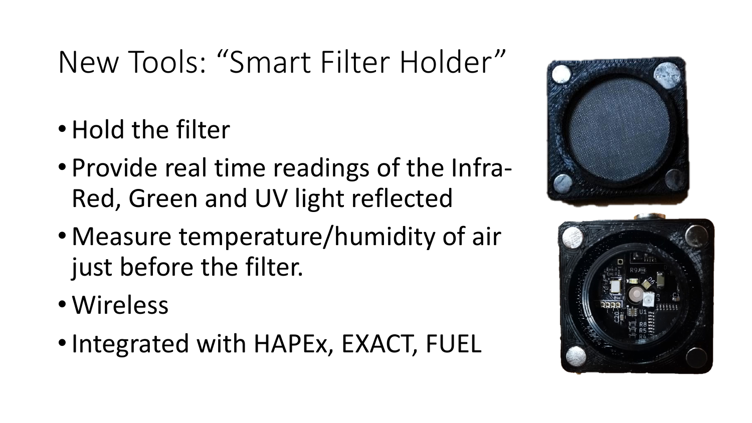# New Tools: “Smart Filter Holder”

- Hold the filter
- Provide real time readings of the Infra-Red, Green and UV light reflected
- Measure temperature/humidity of air just before the filter.
- Wireless
- Integrated with HAPEx, EXACT, FUEL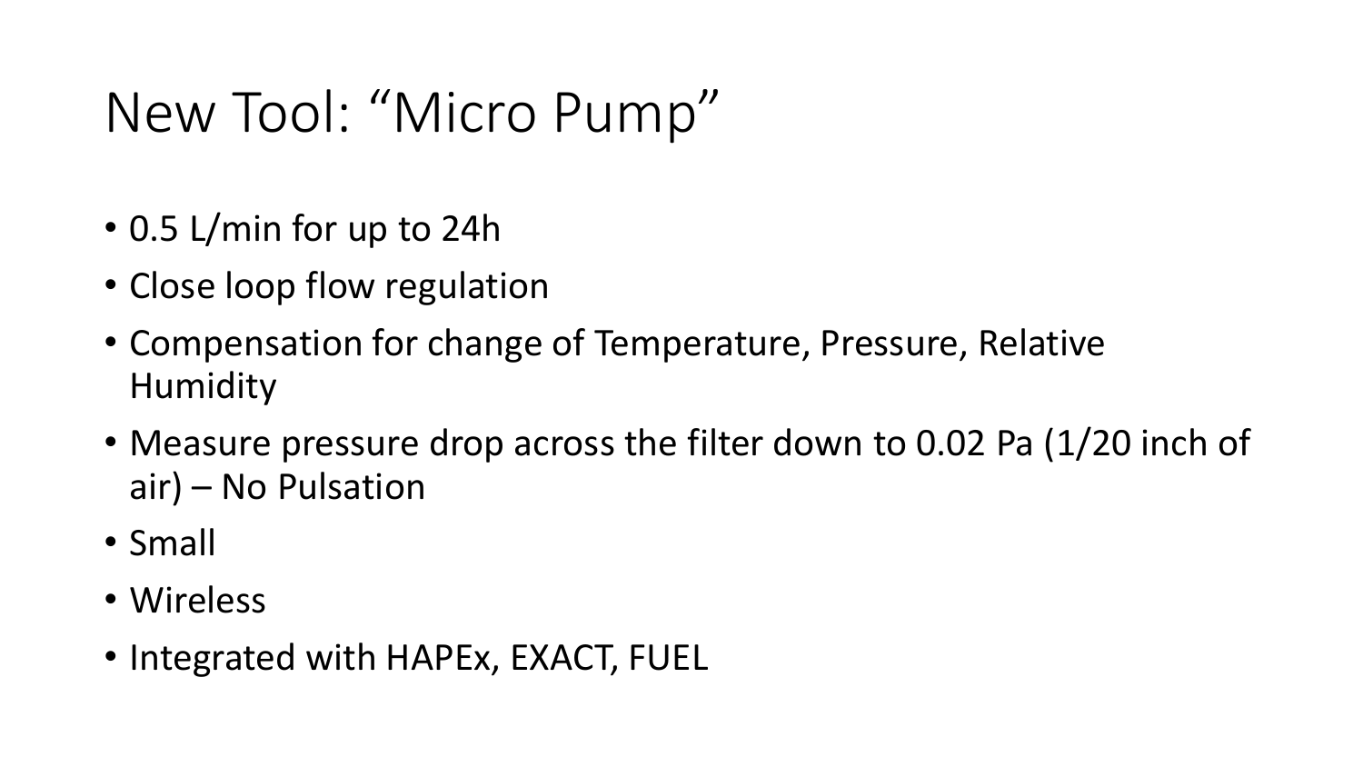# New Tool: "Micro Pump"

- 0.5 L/min for up to 24h
- Close loop flow regulation
- Compensation for change of Temperature, Pressure, Relative Humidity
- Measure pressure drop across the filter down to 0.02 Pa (1/20 inch of air) – No Pulsation
- Small
- Wireless
- Integrated with HAPEx, EXACT, FUEL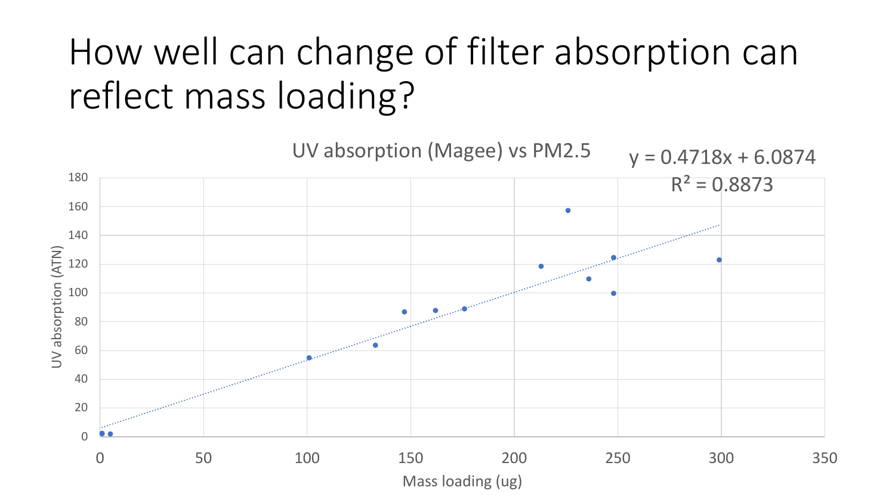# How well can change of filter absorption can reflect mass loading?

UV absorption (Magee) vs PM2.5

$y = 0.4718x + 6.0874$

$R^2 = 0.8873$

UV absorption (ATN)

Mass loading (ug)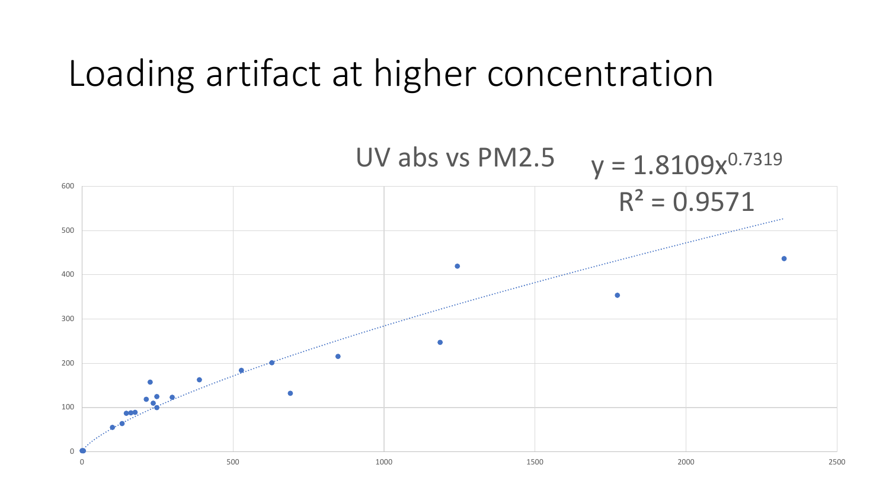# Loading artifact at higher concentration

UV abs vs PM2.5

$y = 1.8109x^{0.7319}$

$R^2 = 0.9571$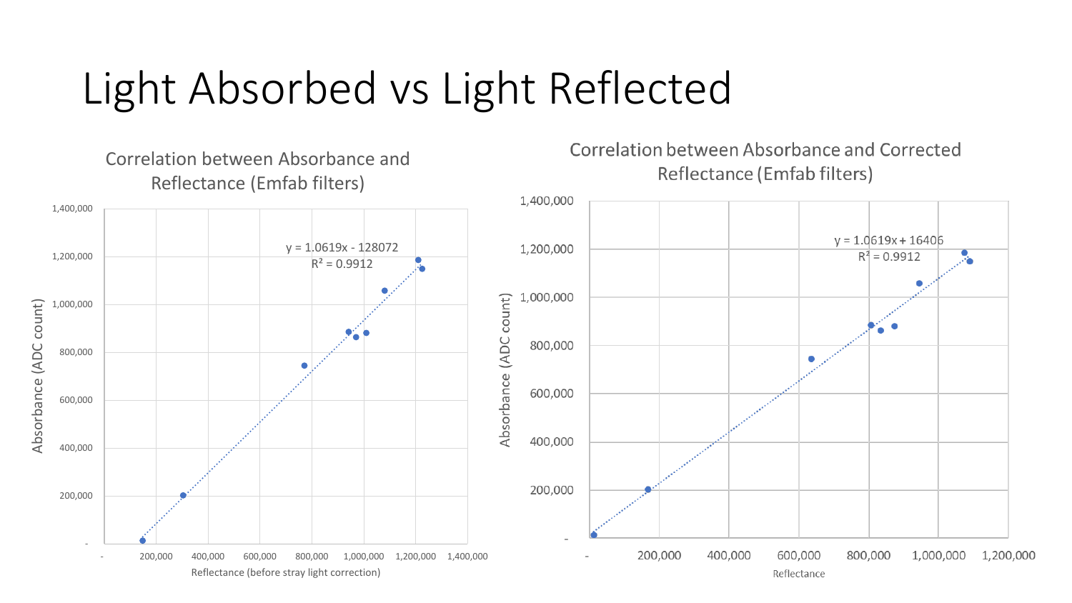# Light Absorbed vs Light Reflected

**Correlation between Absorbance and Reflectance (Emfab filters)**

$y = 1.0619x - 128072$

$R^2 = 0.9912$

Absorbance (ADC count)

Reflectance (before stray light correction)

**Correlation between Absorbance and Corrected Reflectance (Emfab filters)**

$y = 1.0619x + 16406$

$R^2 = 0.9912$

Absorbance (ADC count)

Reflectance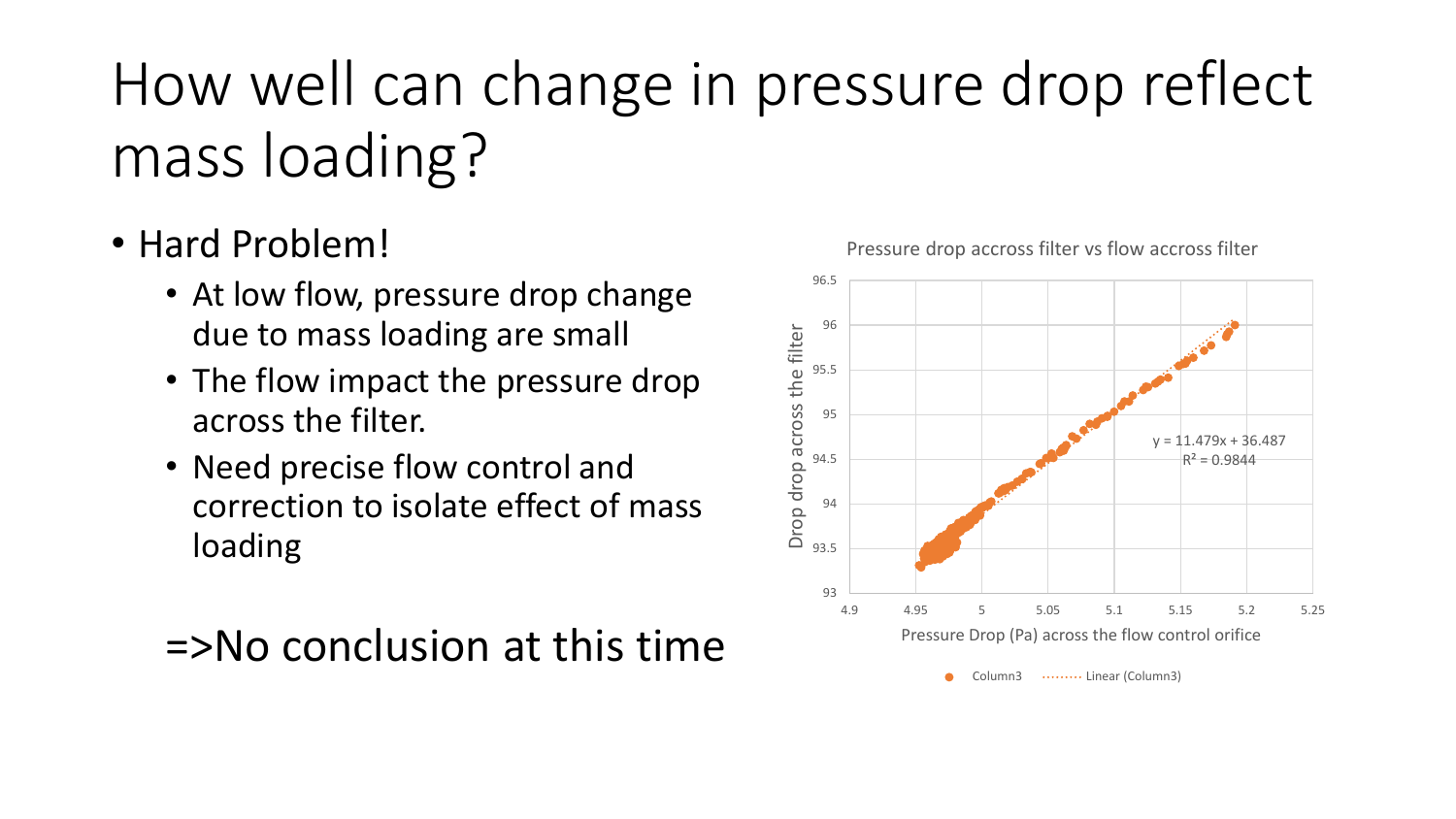# How well can change in pressure drop reflect mass loading?

- Hard Problem!
  - At low flow, pressure drop change due to mass loading are small
  - The flow impact the pressure drop across the filter.
  - Need precise flow control and correction to isolate effect of mass loading

=>No conclusion at this time

Pressure drop accross filter vs flow accross filter

$y = 11.479x + 36.487$

$R^2 = 0.9844$

Drop drop across the filter

Pressure Drop (Pa) across the flow control orifice

Column3 ········ Linear (Column3)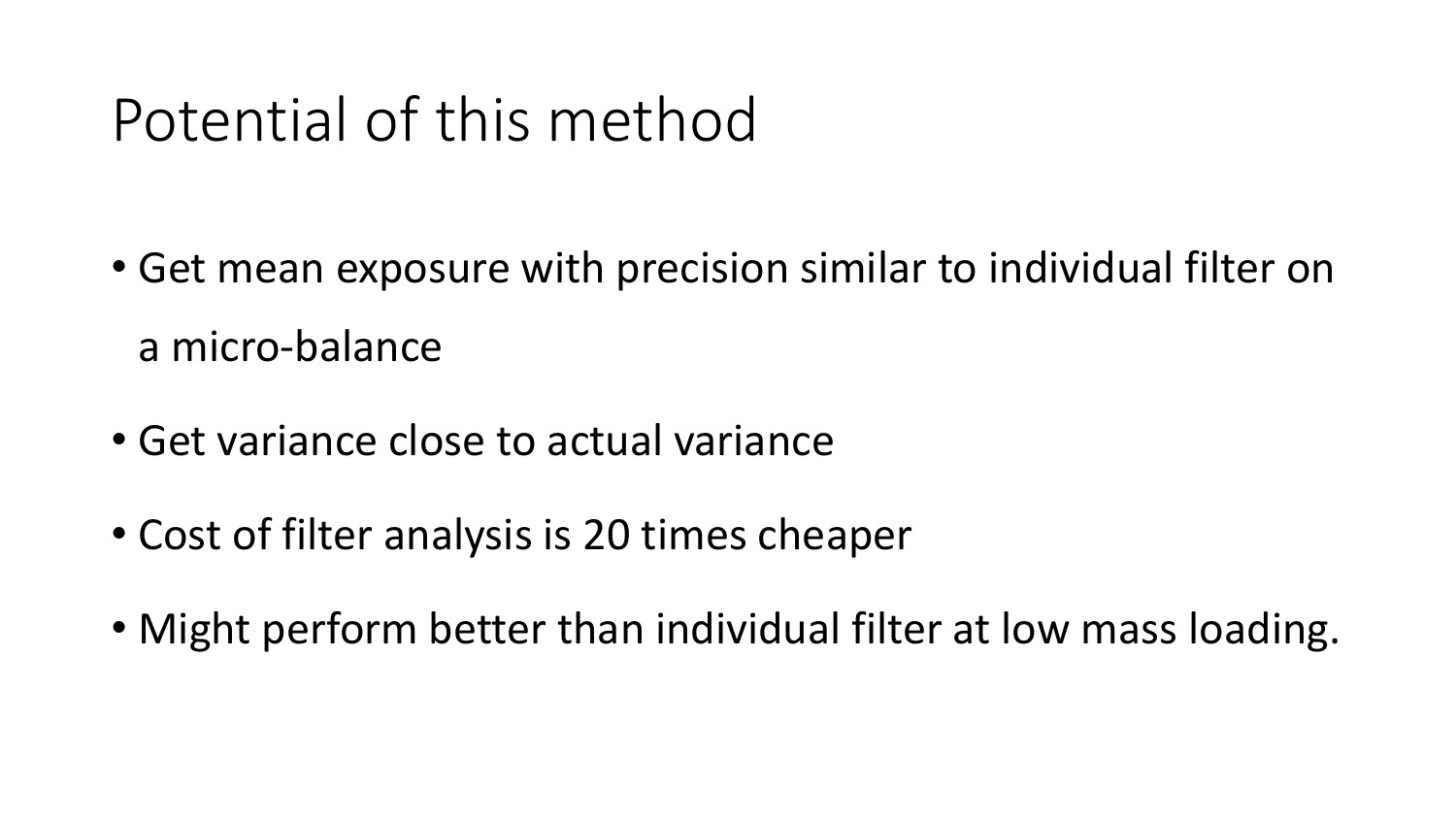# Potential of this method

- Get mean exposure with precision similar to individual filter on a micro-balance
- Get variance close to actual variance
- Cost of filter analysis is 20 times cheaper
- Might perform better than individual filter at low mass loading.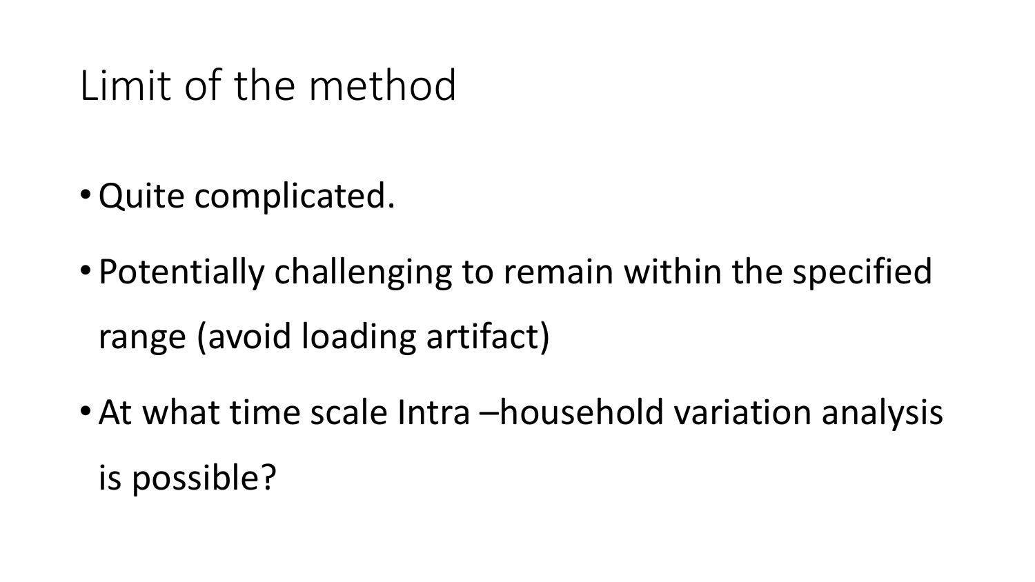# Limit of the method

- Quite complicated.
- Potentially challenging to remain within the specified range (avoid loading artifact)
- At what time scale Intra –household variation analysis is possible?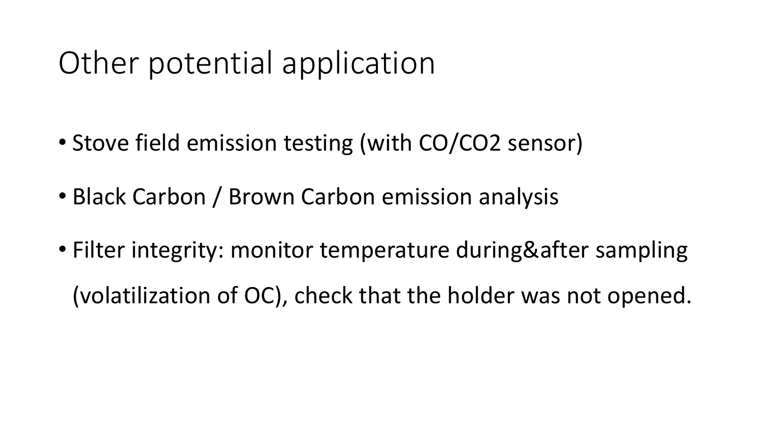# Other potential application

- Stove field emission testing (with CO/CO2 sensor)
- Black Carbon / Brown Carbon emission analysis
- Filter integrity: monitor temperature during&after sampling (volatilization of OC), check that the holder was not opened.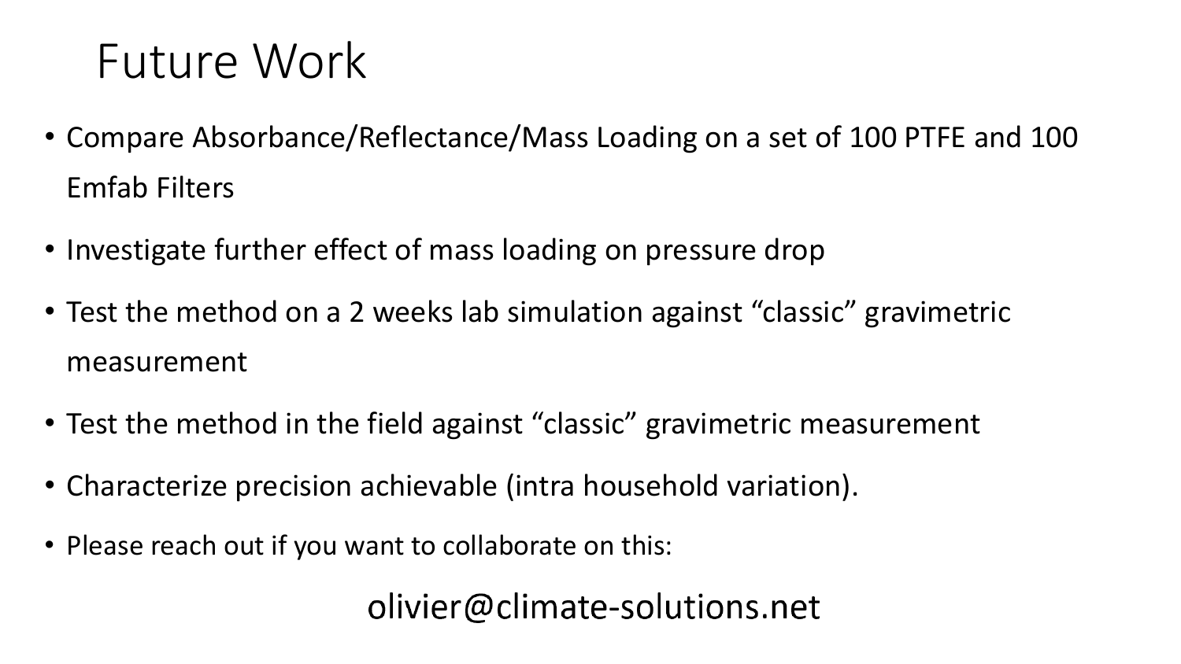# Future Work

- Compare Absorbance/Reflectance/Mass Loading on a set of 100 PTFE and 100 Emfab Filters
- Investigate further effect of mass loading on pressure drop
- Test the method on a 2 weeks lab simulation against “classic” gravimetric measurement
- Test the method in the field against “classic” gravimetric measurement
- Characterize precision achievable (intra household variation).
- Please reach out if you want to collaborate on this:

olivier@climate-solutions.net